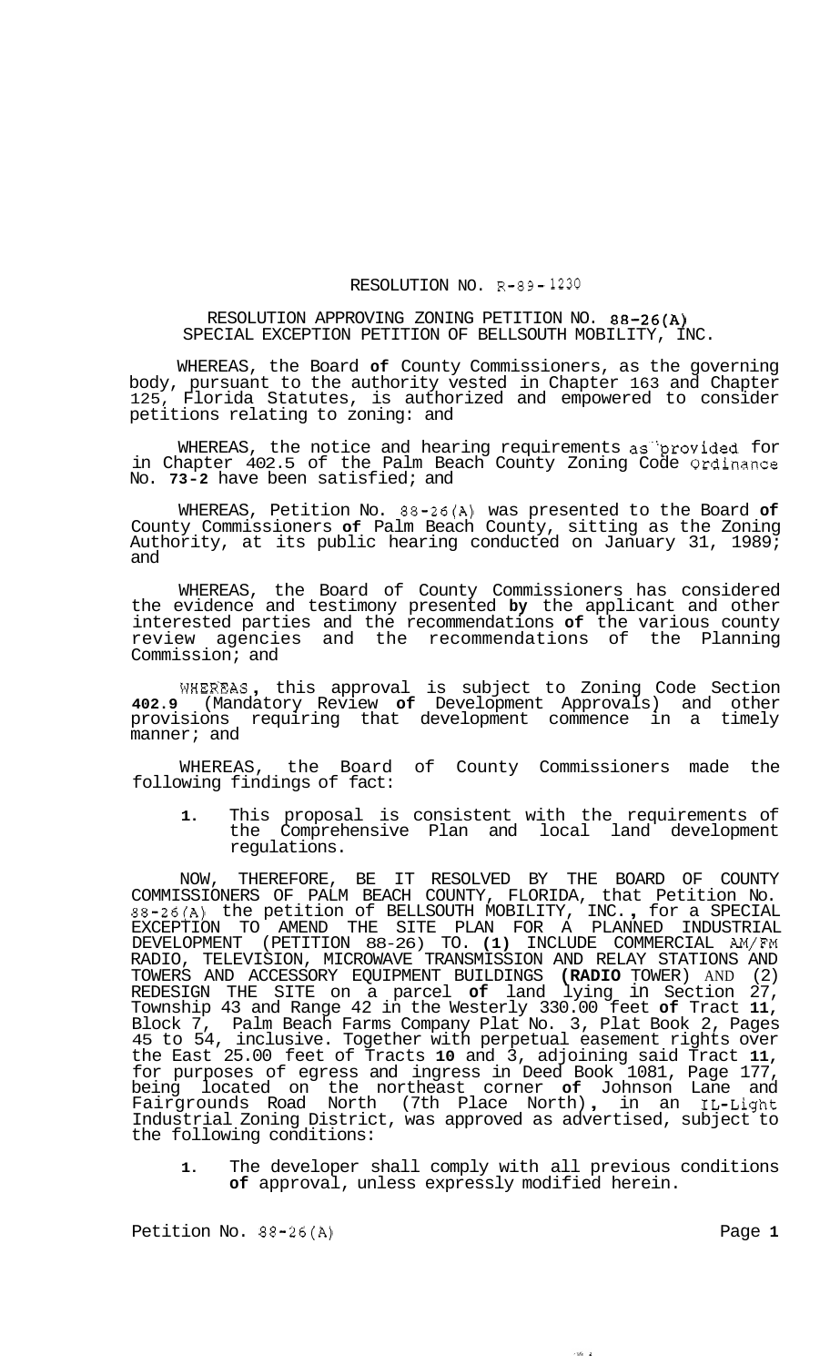# RESOLUTION NO. R-89-1230

## RESOLUTION APPROVING ZONING PETITION NO. 88-26(A) SPECIAL EXCEPTION PETITION OF BELLSOUTH MOBILITY, INC.

WHEREAS, the Board of County Commissioners, as the governing body, pursuant to the authority vested in Chapter 163 and Chapter 125, Florida Statutes, is authorized and empowered to consider petitions relating to zoning: and

WHEREAS, the notice and hearing requirements as provided for in Chapter 402.5 of the Palm Beach County Zoning Code Ordinance No. 73-2 have been satisfied; and

WHEREAS, Petition No. 88-26(A) was presented to the Board of County Commissioners of Palm Beach County, sitting as the Zoning Authority, at its public hearing conducted on January 31, 1989; and

WHEREAS, the Board of County Commissioners has considered the evidence and testimony presented by the applicant and other interested parties and the recommendations of the various county review agencies and the recommendations of the Planning Commission; and

WHEREAS, this approval is subject to Zoning Code Section 402.9 (Mandatory Review of Development Approvals) and other provisions requiring that development commence in a timely manner; and

WHEREAS, the Board of County Commissioners made the following findings of fact:

1. This proposal is consistent with the requirements of the Comprehensive Plan and local land development regulations.

NOW, THEREFORE, BE IT RESOLVED BY THE BOARD OF COUNTY COMMISSIONERS OF PALM BEACH COUNTY, FLORIDA, that Petition No. 88-26(A) the petition of BELLSOUTH MOBILITY, INC., for a SPECIAL EXCEPTION TO AMEND THE SITE PLAN FOR A PLANNED INDUSTRIAL DEVELOPMENT (PETITION 88-26) TO. (1) INCLUDE COMMERCIAL AM/FM RADIO, TELEVISION, MICROWAVE TRANSMISSION AND RELAY STATIONS AND TOWERS AND ACCESSORY EQUIPMENT BUILDINGS (RADIO TOWER) AND (2) REDESIGN THE SITE on a parcel of land lying in Section 27, Township 43 and Range 42 in the Westerly 330.00 feet of Tract 11, Block 7, Palm Beach Farms Company Plat No. 3, Plat Book 2, Pages 45 to 54, inclusive. Together with perpetual easement rights over the East 25.00 feet of Tracts 10 and 3, adjoining said Tract 11, for purposes of egress and ingress in Deed Book 1081, Page 177, being located on the northeast corner of Johnson Lane and Fairgrounds Road North (7th Place North), in an IL-Light Industrial Zoning District, was approved as advertised, subject to the following conditions:

1. The developer shall comply with all previous conditions of approval, unless expressly modified herein.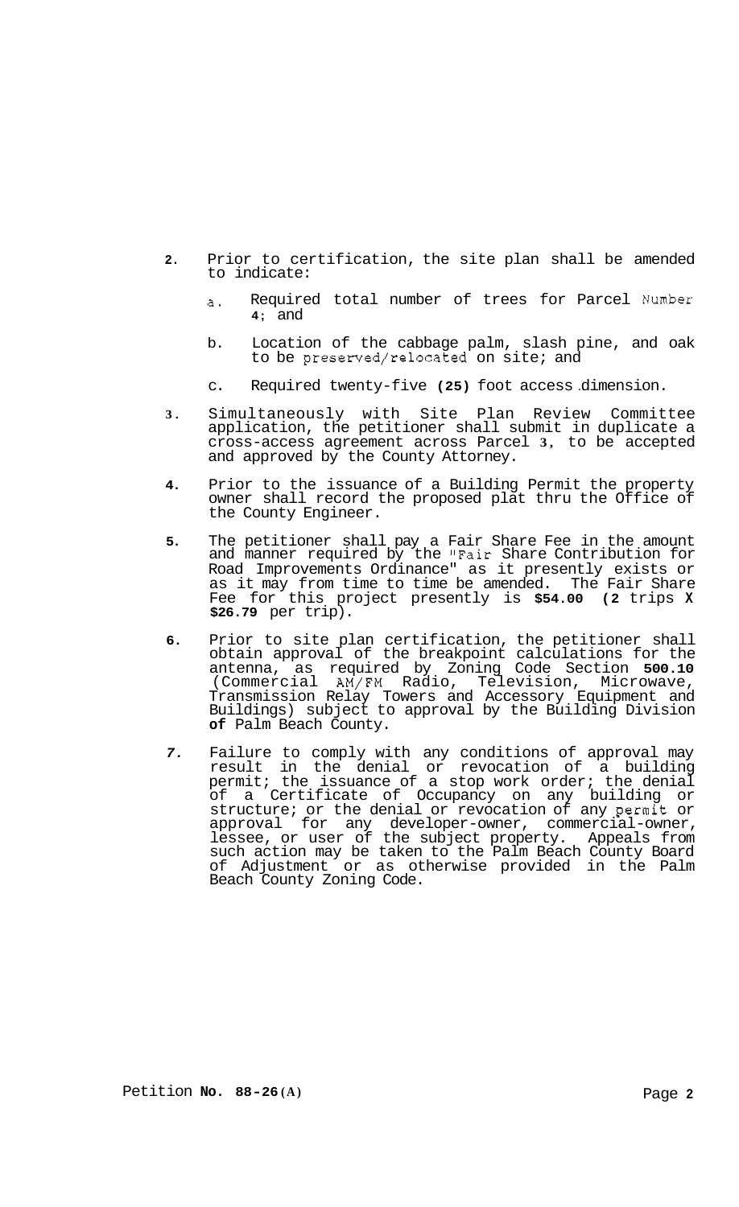2. Prior to certification, the site plan shall be amended to indicate:

   a. Required total number of trees for Parcel Number **4**; and

   b. Location of the cabbage palm, slash pine, and oak to be preserved/relocated on site; and

   c. Required twenty-five **(25)** foot access dimension.

3. Simultaneously with Site Plan Review Committee application, the petitioner shall submit in duplicate a cross-access agreement across Parcel **3**, to be accepted and approved by the County Attorney.

4. Prior to the issuance of a Building Permit the property owner shall record the proposed plat thru the Office of the County Engineer.

5. The petitioner shall pay a Fair Share Fee in the amount and manner required by the "Fair Share Contribution for Road Improvements Ordinance" as it presently exists or as it may from time to time be amended. The Fair Share Fee for this project presently is **$54.00 (2** trips **X $26.79** per trip).

6. Prior to site plan certification, the petitioner shall obtain approval of the breakpoint calculations for the antenna, as required by Zoning Code Section **500.10** (Commercial AM/FM Radio, Television, Microwave, Transmission Relay Towers and Accessory Equipment and Buildings) subject to approval by the Building Division **of** Palm Beach County.

7. Failure to comply with any conditions of approval may result in the denial or revocation of a building permit; the issuance of a stop work order; the denial of a Certificate of Occupancy on any building or structure; or the denial or revocation of any permit or approval for any developer-owner, commercial-owner, lessee, or user of the subject property. Appeals from such action may be taken to the Palm Beach County Board of Adjustment or as otherwise provided in the Palm Beach County Zoning Code.

Petition **No. 88-26(A)**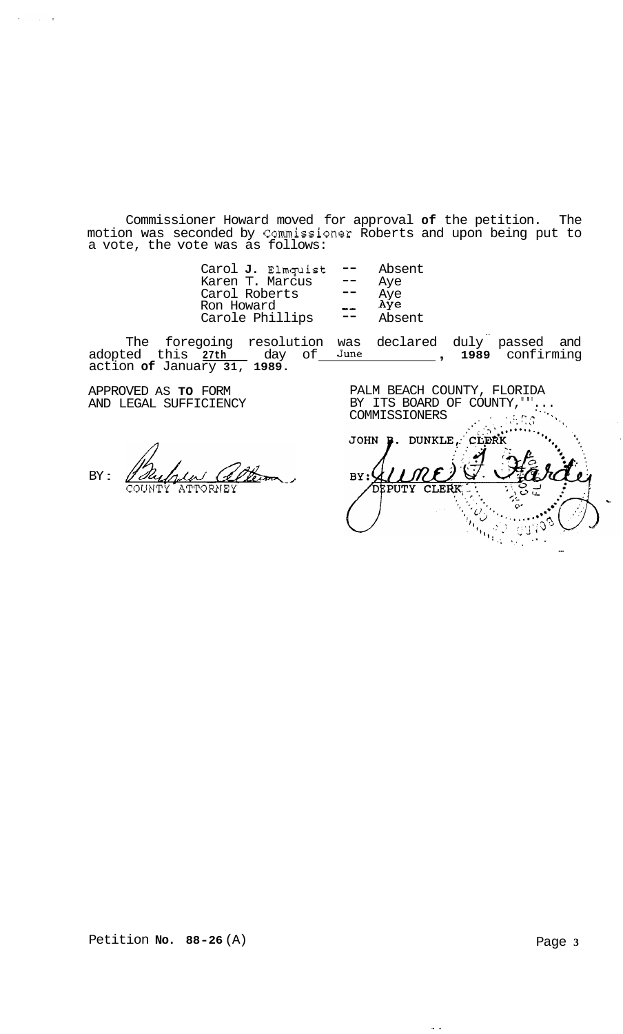Commissioner Howard moved for approval of the petition. The motion was seconded by Commissioner Roberts and upon being put to a vote, the vote was as follows:

| | | |
|---|---|---|
| Carol J. Elmquist | -- | Absent |
| Karen T. Marcus | -- | Aye |
| Carol Roberts | -- | Aye |
| Ron Howard | -- | Aye |
| Carole Phillips | -- | Absent |

The foregoing resolution was declared duly passed and adopted this 27th day of June, 1989 confirming action of January 31, 1989.

APPROVED AS TO FORM
AND LEGAL SUFFICIENCY

BY: COUNTY ATTORNEY

PALM BEACH COUNTY, FLORIDA
BY ITS BOARD OF COUNTY
COMMISSIONERS

JOHN B. DUNKLE, CLERK

BY: DEPUTY CLERK

Petition No. 88-26 (A)